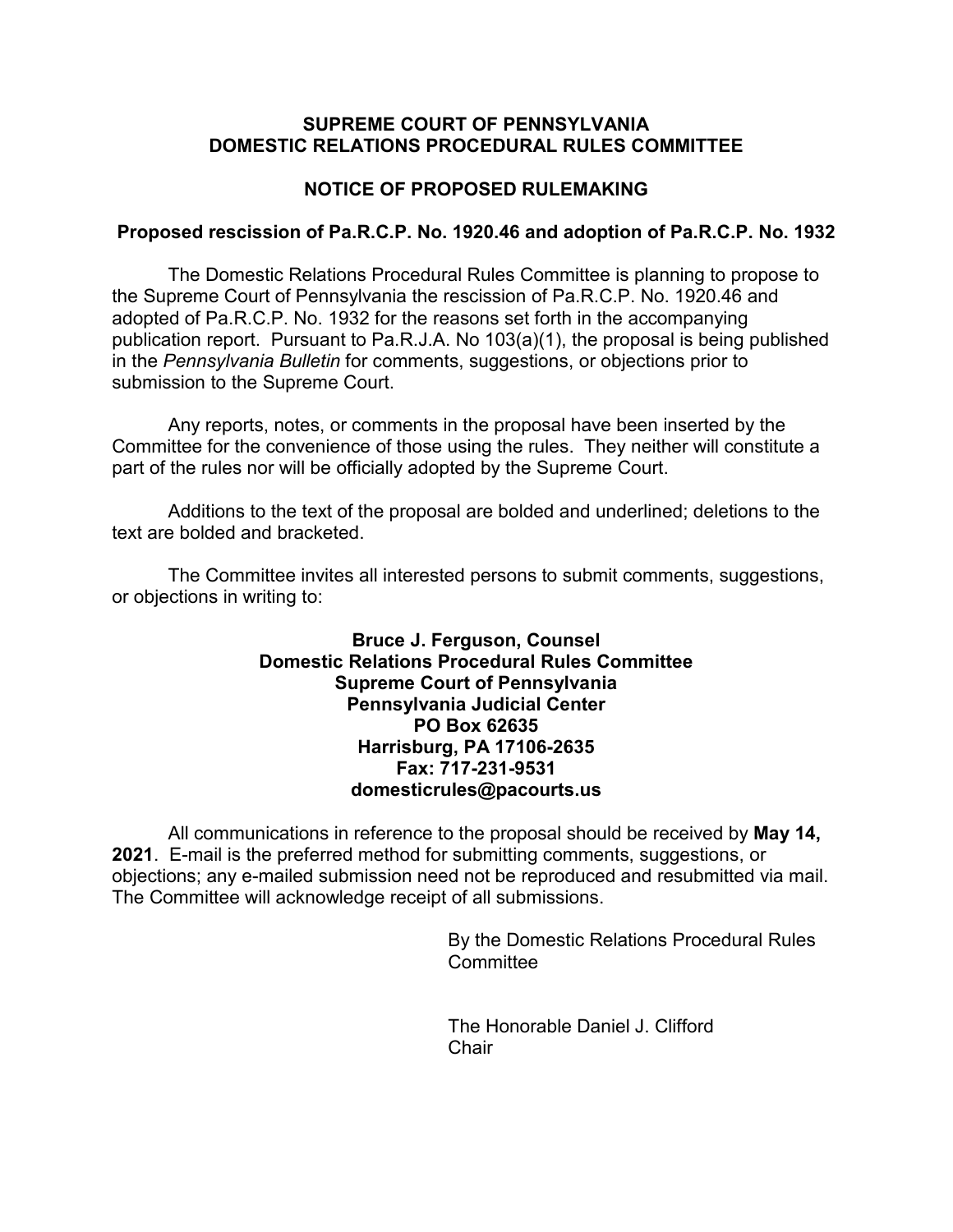# SUPREME COURT OF PENNSYLVANIA
# DOMESTIC RELATIONS PROCEDURAL RULES COMMITTEE

## NOTICE OF PROPOSED RULEMAKING

### Proposed rescission of Pa.R.C.P. No. 1920.46 and adoption of Pa.R.C.P. No. 1932

The Domestic Relations Procedural Rules Committee is planning to propose to the Supreme Court of Pennsylvania the rescission of Pa.R.C.P. No. 1920.46 and adopted of Pa.R.C.P. No. 1932 for the reasons set forth in the accompanying publication report. Pursuant to Pa.R.J.A. No 103(a)(1), the proposal is being published in the *Pennsylvania Bulletin* for comments, suggestions, or objections prior to submission to the Supreme Court.

Any reports, notes, or comments in the proposal have been inserted by the Committee for the convenience of those using the rules. They neither will constitute a part of the rules nor will be officially adopted by the Supreme Court.

Additions to the text of the proposal are bolded and underlined; deletions to the text are bolded and bracketed.

The Committee invites all interested persons to submit comments, suggestions, or objections in writing to:

**Bruce J. Ferguson, Counsel**
**Domestic Relations Procedural Rules Committee**
**Supreme Court of Pennsylvania**
**Pennsylvania Judicial Center**
**PO Box 62635**
**Harrisburg, PA 17106-2635**
**Fax: 717-231-9531**
**domesticrules@pacourts.us**

All communications in reference to the proposal should be received by **May 14, 2021**. E-mail is the preferred method for submitting comments, suggestions, or objections; any e-mailed submission need not be reproduced and resubmitted via mail. The Committee will acknowledge receipt of all submissions.

By the Domestic Relations Procedural Rules Committee

The Honorable Daniel J. Clifford
Chair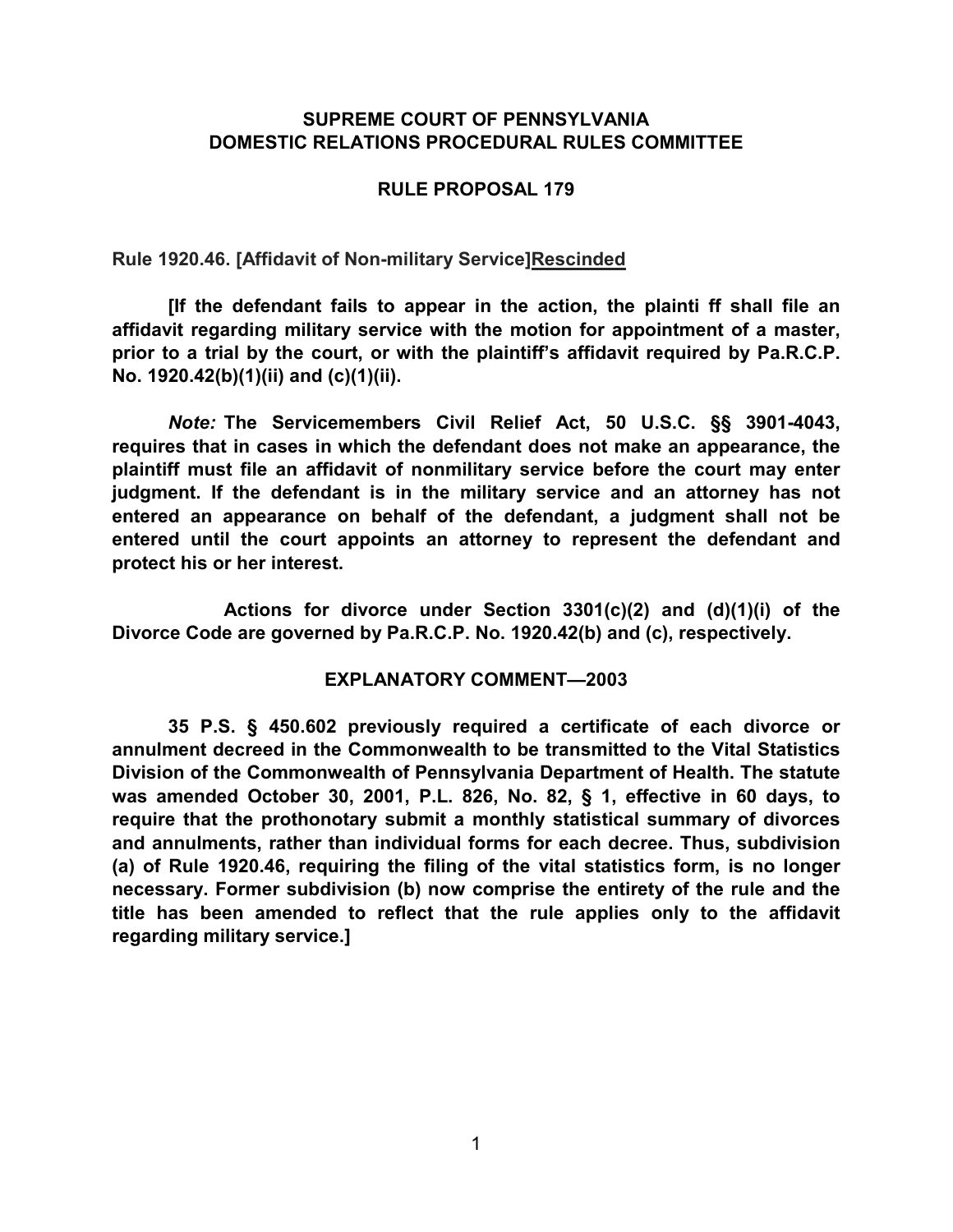**SUPREME COURT OF PENNSYLVANIA**
**DOMESTIC RELATIONS PROCEDURAL RULES COMMITTEE**

**RULE PROPOSAL 179**

**Rule 1920.46. [Affidavit of Non-military Service]<u>Rescinded</u>**

**[If the defendant fails to appear in the action, the plainti ff shall file an affidavit regarding military service with the motion for appointment of a master, prior to a trial by the court, or with the plaintiff's affidavit required by Pa.R.C.P. No. 1920.42(b)(1)(ii) and (c)(1)(ii).**

***Note:*** **The Servicemembers Civil Relief Act, 50 U.S.C. §§ 3901-4043, requires that in cases in which the defendant does not make an appearance, the plaintiff must file an affidavit of nonmilitary service before the court may enter judgment. If the defendant is in the military service and an attorney has not entered an appearance on behalf of the defendant, a judgment shall not be entered until the court appoints an attorney to represent the defendant and protect his or her interest.**

**Actions for divorce under Section 3301(c)(2) and (d)(1)(i) of the Divorce Code are governed by Pa.R.C.P. No. 1920.42(b) and (c), respectively.**

**EXPLANATORY COMMENT—2003**

**35 P.S. § 450.602 previously required a certificate of each divorce or annulment decreed in the Commonwealth to be transmitted to the Vital Statistics Division of the Commonwealth of Pennsylvania Department of Health. The statute was amended October 30, 2001, P.L. 826, No. 82, § 1, effective in 60 days, to require that the prothonotary submit a monthly statistical summary of divorces and annulments, rather than individual forms for each decree. Thus, subdivision (a) of Rule 1920.46, requiring the filing of the vital statistics form, is no longer necessary. Former subdivision (b) now comprise the entirety of the rule and the title has been amended to reflect that the rule applies only to the affidavit regarding military service.]**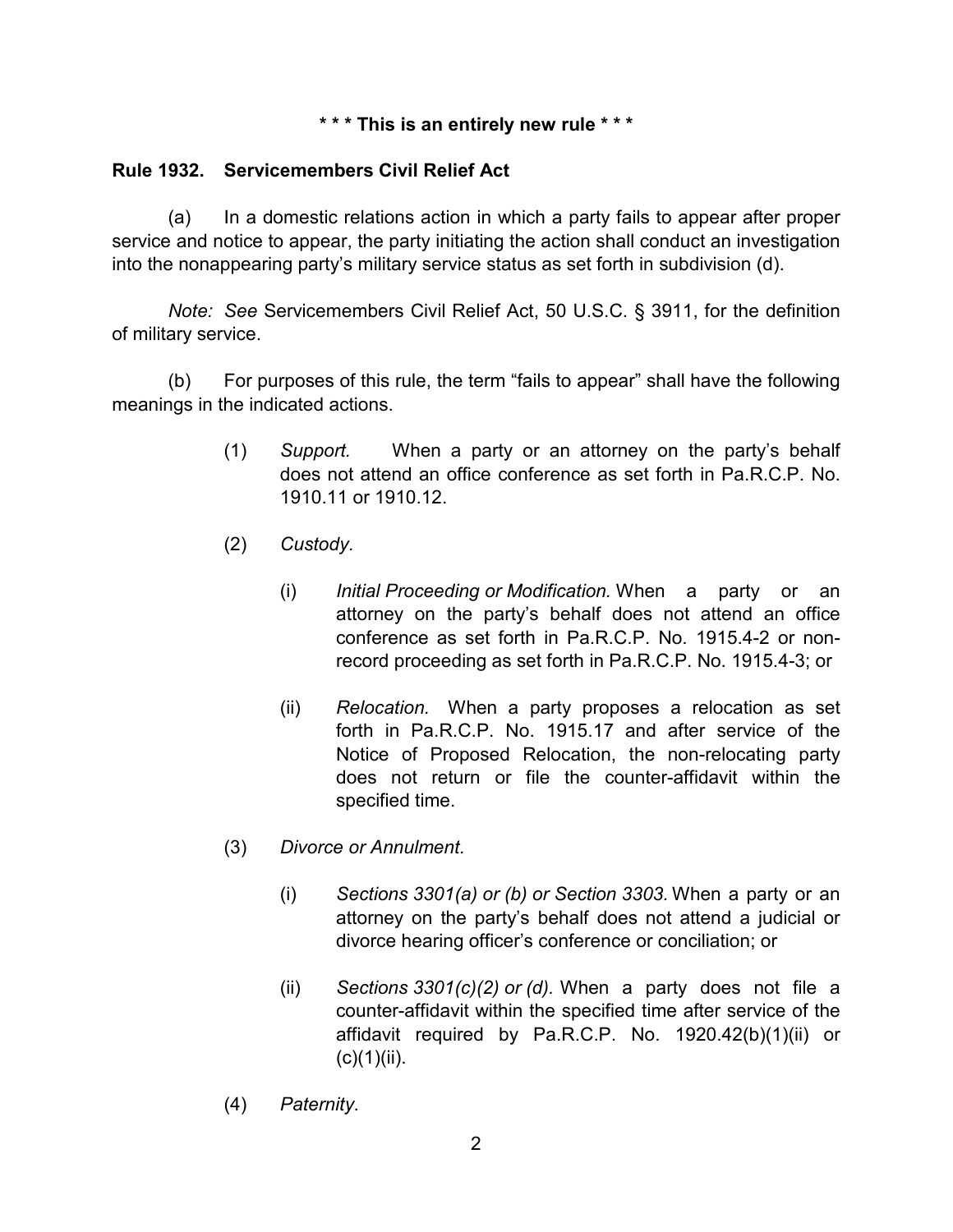**\* \* \* This is an entirely new rule \* \* \***

**Rule 1932. Servicemembers Civil Relief Act**

(a) In a domestic relations action in which a party fails to appear after proper service and notice to appear, the party initiating the action shall conduct an investigation into the nonappearing party's military service status as set forth in subdivision (d).

*Note: See* Servicemembers Civil Relief Act, 50 U.S.C. § 3911, for the definition of military service.

(b) For purposes of this rule, the term "fails to appear" shall have the following meanings in the indicated actions.

(1) *Support.* When a party or an attorney on the party's behalf does not attend an office conference as set forth in Pa.R.C.P. No. 1910.11 or 1910.12.

(2) *Custody.*

(i) *Initial Proceeding or Modification.* When a party or an attorney on the party's behalf does not attend an office conference as set forth in Pa.R.C.P. No. 1915.4-2 or non-record proceeding as set forth in Pa.R.C.P. No. 1915.4-3; or

(ii) *Relocation.* When a party proposes a relocation as set forth in Pa.R.C.P. No. 1915.17 and after service of the Notice of Proposed Relocation, the non-relocating party does not return or file the counter-affidavit within the specified time.

(3) *Divorce or Annulment.*

(i) *Sections 3301(a) or (b) or Section 3303.* When a party or an attorney on the party's behalf does not attend a judicial or divorce hearing officer's conference or conciliation; or

(ii) *Sections 3301(c)(2) or (d).* When a party does not file a counter-affidavit within the specified time after service of the affidavit required by Pa.R.C.P. No. 1920.42(b)(1)(ii) or (c)(1)(ii).

(4) *Paternity.*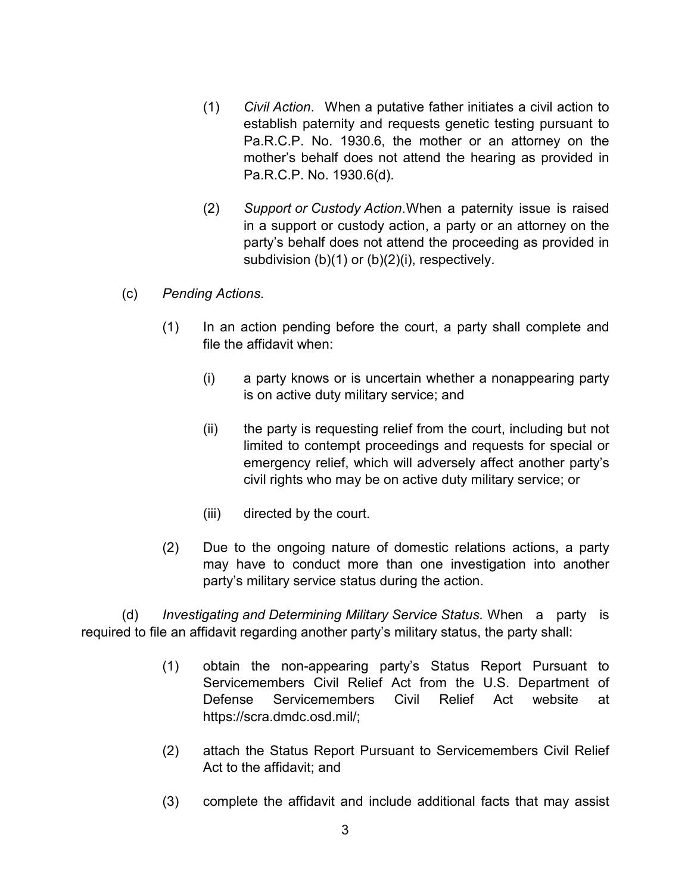(1) *Civil Action*. When a putative father initiates a civil action to establish paternity and requests genetic testing pursuant to Pa.R.C.P. No. 1930.6, the mother or an attorney on the mother's behalf does not attend the hearing as provided in Pa.R.C.P. No. 1930.6(d).

(2) *Support or Custody Action*.When a paternity issue is raised in a support or custody action, a party or an attorney on the party's behalf does not attend the proceeding as provided in subdivision (b)(1) or (b)(2)(i), respectively.

(c) *Pending Actions.*

(1) In an action pending before the court, a party shall complete and file the affidavit when:

(i) a party knows or is uncertain whether a nonappearing party is on active duty military service; and

(ii) the party is requesting relief from the court, including but not limited to contempt proceedings and requests for special or emergency relief, which will adversely affect another party's civil rights who may be on active duty military service; or

(iii) directed by the court.

(2) Due to the ongoing nature of domestic relations actions, a party may have to conduct more than one investigation into another party's military service status during the action.

(d) *Investigating and Determining Military Service Status.* When a party is required to file an affidavit regarding another party's military status, the party shall:

(1) obtain the non-appearing party's Status Report Pursuant to Servicemembers Civil Relief Act from the U.S. Department of Defense Servicemembers Civil Relief Act website at https://scra.dmdc.osd.mil/;

(2) attach the Status Report Pursuant to Servicemembers Civil Relief Act to the affidavit; and

(3) complete the affidavit and include additional facts that may assist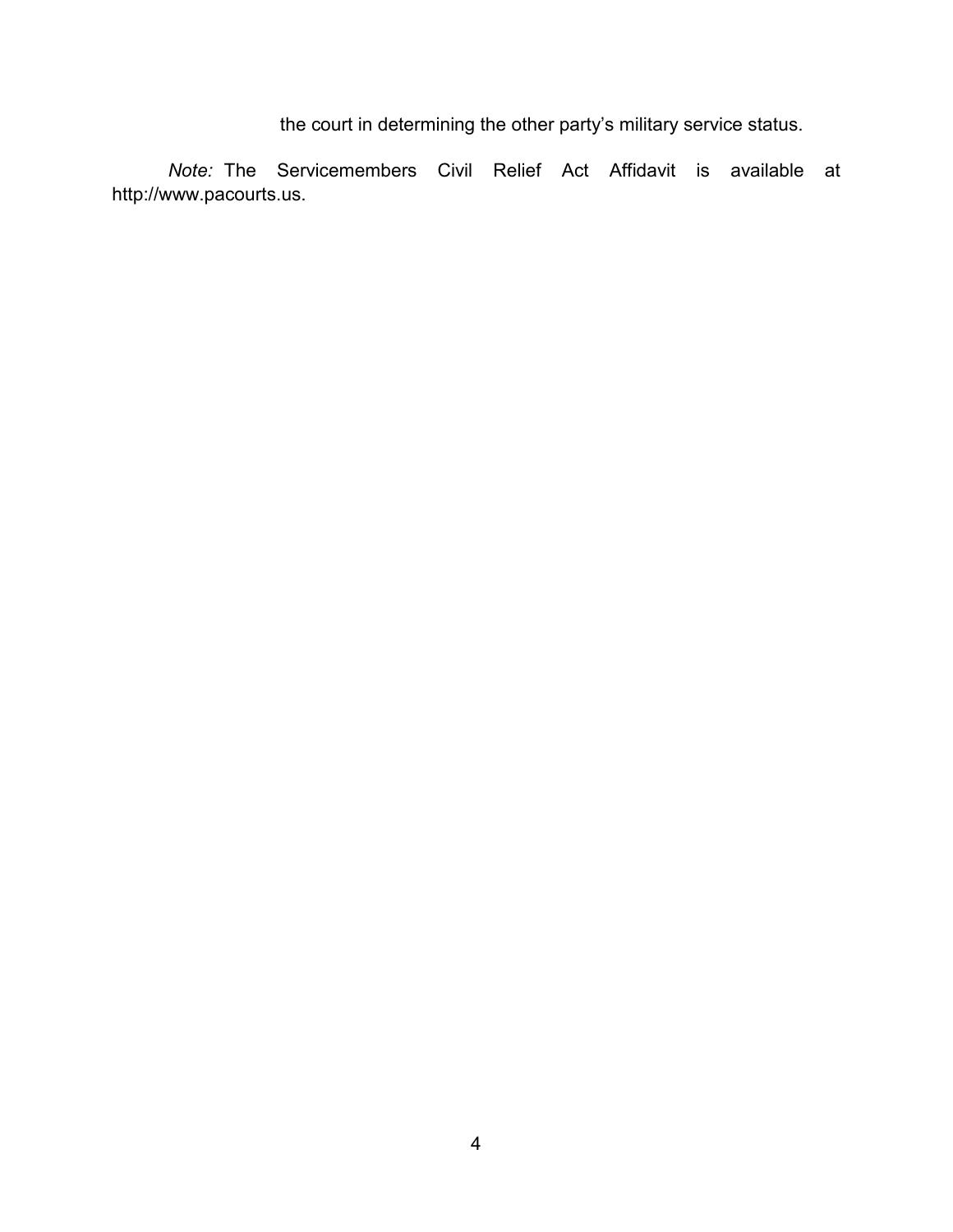the court in determining the other party's military service status.

*Note:* The Servicemembers Civil Relief Act Affidavit is available at http://www.pacourts.us.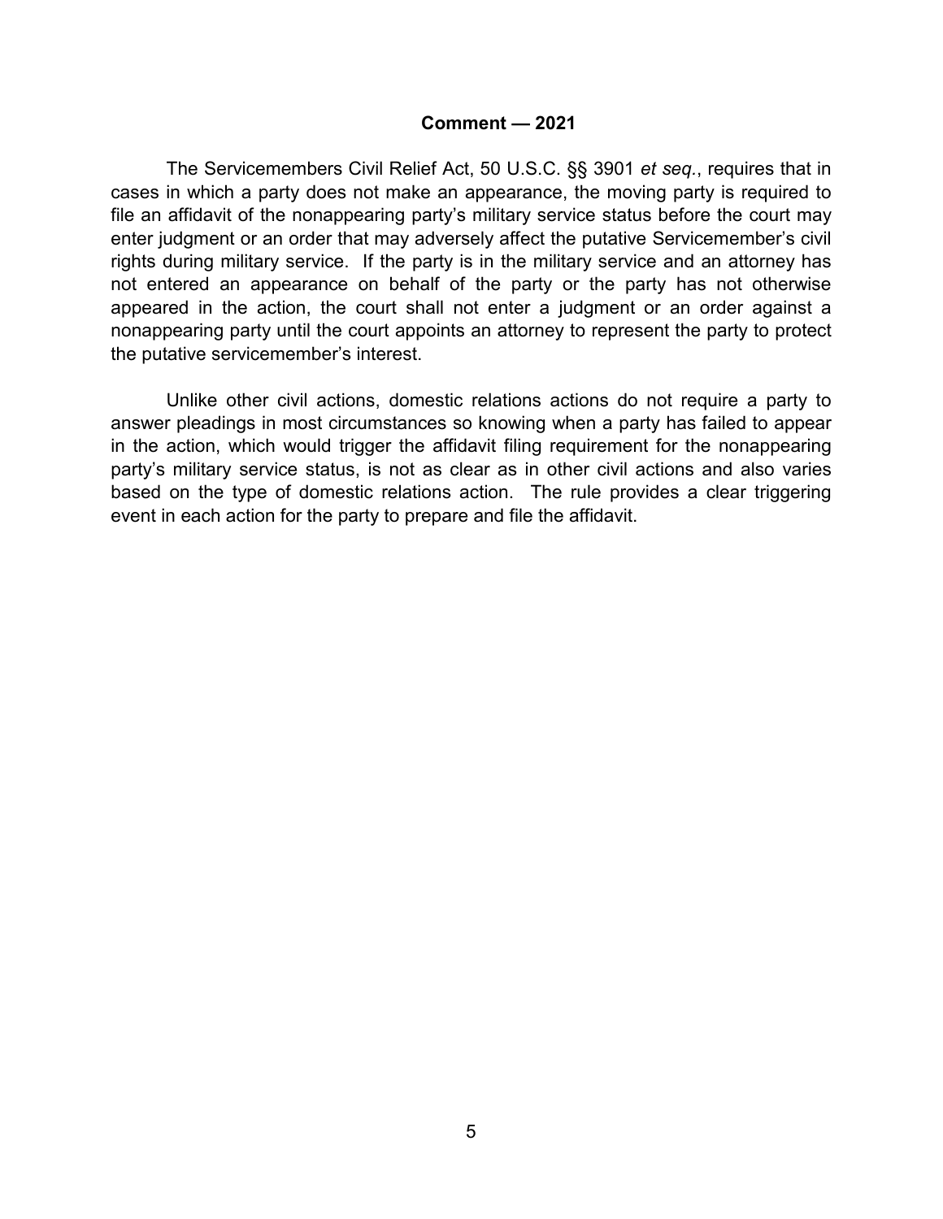**Comment — 2021**

The Servicemembers Civil Relief Act, 50 U.S.C. §§ 3901 *et seq.*, requires that in cases in which a party does not make an appearance, the moving party is required to file an affidavit of the nonappearing party's military service status before the court may enter judgment or an order that may adversely affect the putative Servicemember's civil rights during military service. If the party is in the military service and an attorney has not entered an appearance on behalf of the party or the party has not otherwise appeared in the action, the court shall not enter a judgment or an order against a nonappearing party until the court appoints an attorney to represent the party to protect the putative servicemember's interest.

Unlike other civil actions, domestic relations actions do not require a party to answer pleadings in most circumstances so knowing when a party has failed to appear in the action, which would trigger the affidavit filing requirement for the nonappearing party's military service status, is not as clear as in other civil actions and also varies based on the type of domestic relations action. The rule provides a clear triggering event in each action for the party to prepare and file the affidavit.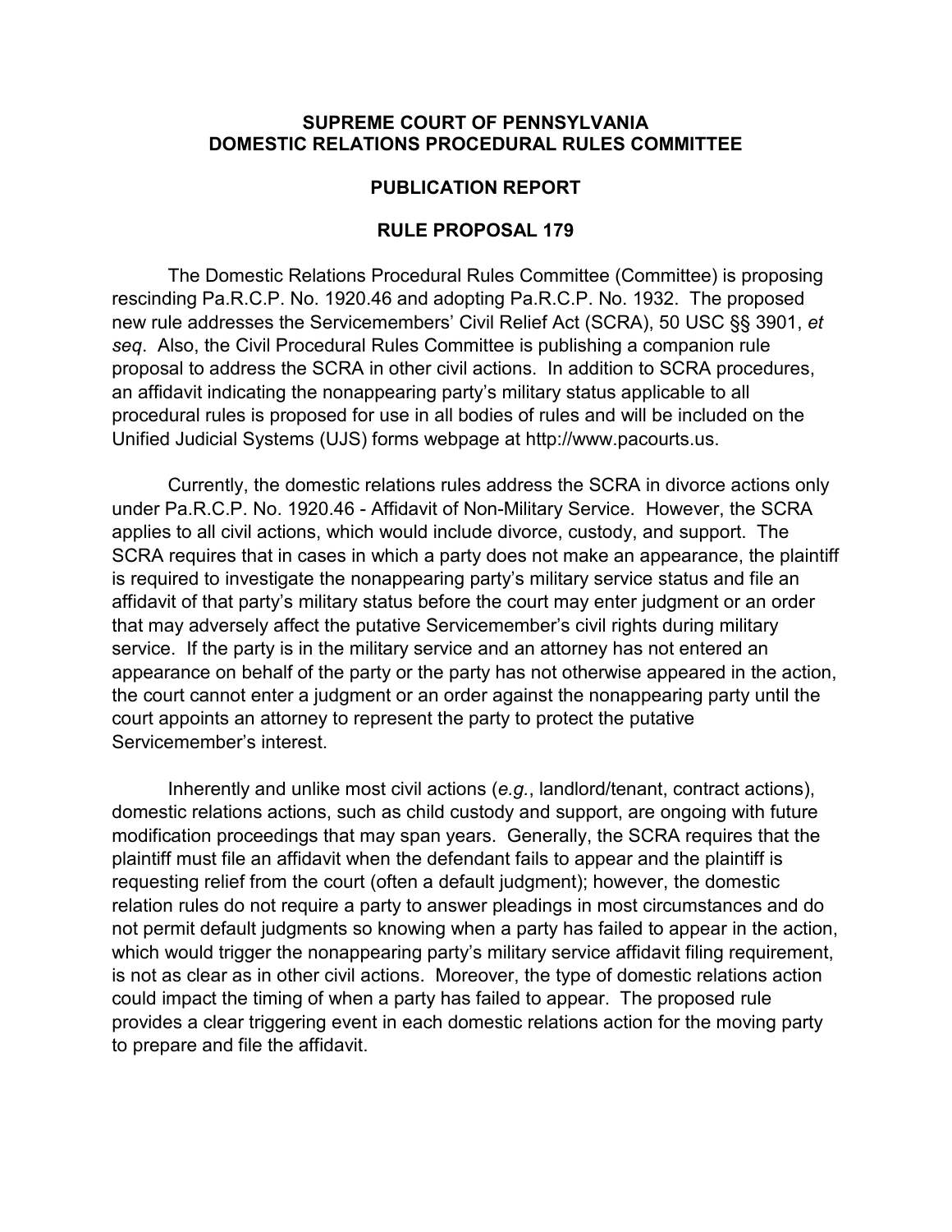**SUPREME COURT OF PENNSYLVANIA**
**DOMESTIC RELATIONS PROCEDURAL RULES COMMITTEE**

**PUBLICATION REPORT**

**RULE PROPOSAL 179**

The Domestic Relations Procedural Rules Committee (Committee) is proposing rescinding Pa.R.C.P. No. 1920.46 and adopting Pa.R.C.P. No. 1932. The proposed new rule addresses the Servicemembers' Civil Relief Act (SCRA), 50 USC §§ 3901, *et seq*. Also, the Civil Procedural Rules Committee is publishing a companion rule proposal to address the SCRA in other civil actions. In addition to SCRA procedures, an affidavit indicating the nonappearing party's military status applicable to all procedural rules is proposed for use in all bodies of rules and will be included on the Unified Judicial Systems (UJS) forms webpage at http://www.pacourts.us.

Currently, the domestic relations rules address the SCRA in divorce actions only under Pa.R.C.P. No. 1920.46 - Affidavit of Non-Military Service. However, the SCRA applies to all civil actions, which would include divorce, custody, and support. The SCRA requires that in cases in which a party does not make an appearance, the plaintiff is required to investigate the nonappearing party's military service status and file an affidavit of that party's military status before the court may enter judgment or an order that may adversely affect the putative Servicemember's civil rights during military service. If the party is in the military service and an attorney has not entered an appearance on behalf of the party or the party has not otherwise appeared in the action, the court cannot enter a judgment or an order against the nonappearing party until the court appoints an attorney to represent the party to protect the putative Servicemember's interest.

Inherently and unlike most civil actions (*e.g.*, landlord/tenant, contract actions), domestic relations actions, such as child custody and support, are ongoing with future modification proceedings that may span years. Generally, the SCRA requires that the plaintiff must file an affidavit when the defendant fails to appear and the plaintiff is requesting relief from the court (often a default judgment); however, the domestic relation rules do not require a party to answer pleadings in most circumstances and do not permit default judgments so knowing when a party has failed to appear in the action, which would trigger the nonappearing party's military service affidavit filing requirement, is not as clear as in other civil actions. Moreover, the type of domestic relations action could impact the timing of when a party has failed to appear. The proposed rule provides a clear triggering event in each domestic relations action for the moving party to prepare and file the affidavit.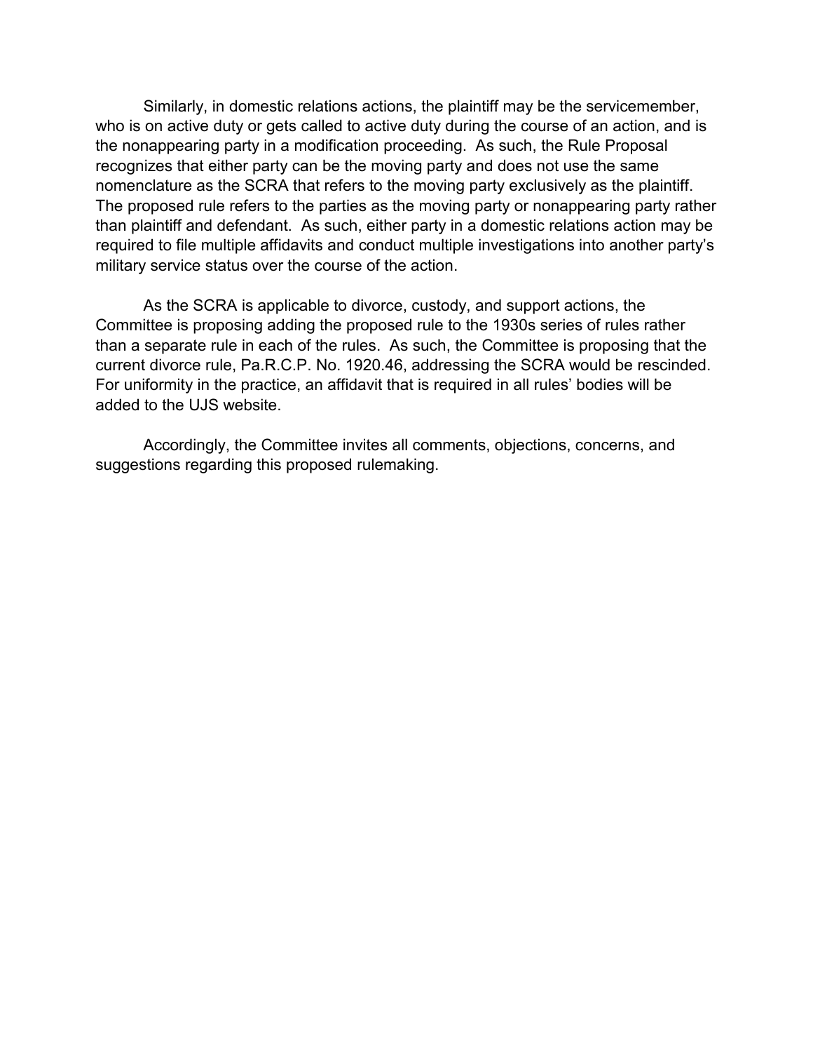Similarly, in domestic relations actions, the plaintiff may be the servicemember, who is on active duty or gets called to active duty during the course of an action, and is the nonappearing party in a modification proceeding. As such, the Rule Proposal recognizes that either party can be the moving party and does not use the same nomenclature as the SCRA that refers to the moving party exclusively as the plaintiff. The proposed rule refers to the parties as the moving party or nonappearing party rather than plaintiff and defendant. As such, either party in a domestic relations action may be required to file multiple affidavits and conduct multiple investigations into another party's military service status over the course of the action.

As the SCRA is applicable to divorce, custody, and support actions, the Committee is proposing adding the proposed rule to the 1930s series of rules rather than a separate rule in each of the rules. As such, the Committee is proposing that the current divorce rule, Pa.R.C.P. No. 1920.46, addressing the SCRA would be rescinded. For uniformity in the practice, an affidavit that is required in all rules' bodies will be added to the UJS website.

Accordingly, the Committee invites all comments, objections, concerns, and suggestions regarding this proposed rulemaking.